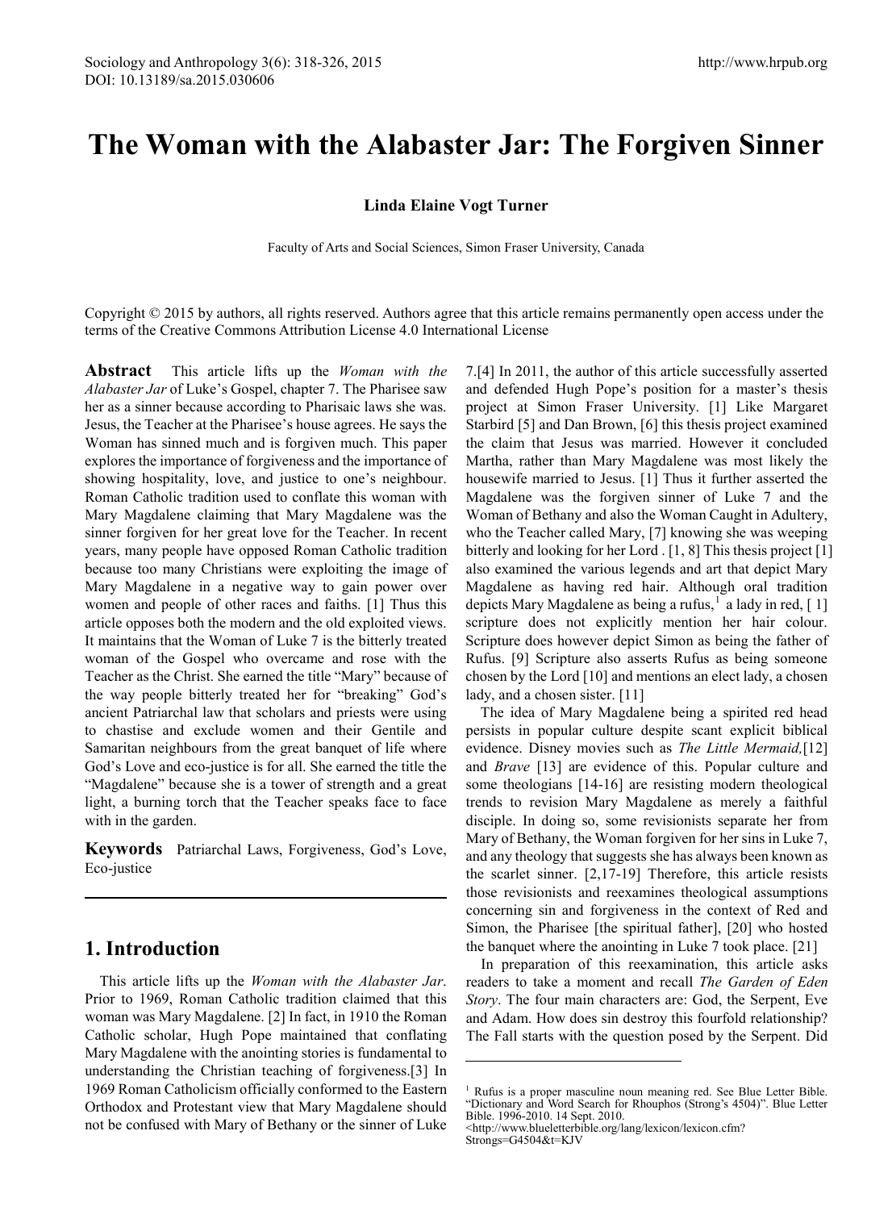# The Woman with the Alabaster Jar: The Forgiven Sinner

**Linda Elaine Vogt Turner**

Faculty of Arts and Social Sciences, Simon Fraser University, Canada

Copyright © 2015 by authors, all rights reserved. Authors agree that this article remains permanently open access under the terms of the Creative Commons Attribution License 4.0 International License

**Abstract** This article lifts up the *Woman with the Alabaster Jar* of Luke's Gospel, chapter 7. The Pharisee saw her as a sinner because according to Pharisaic laws she was. Jesus, the Teacher at the Pharisee's house agrees. He says the Woman has sinned much and is forgiven much. This paper explores the importance of forgiveness and the importance of showing hospitality, love, and justice to one's neighbour. Roman Catholic tradition used to conflate this woman with Mary Magdalene claiming that Mary Magdalene was the sinner forgiven for her great love for the Teacher. In recent years, many people have opposed Roman Catholic tradition because too many Christians were exploiting the image of Mary Magdalene in a negative way to gain power over women and people of other races and faiths. [1] Thus this article opposes both the modern and the old exploited views. It maintains that the Woman of Luke 7 is the bitterly treated woman of the Gospel who overcame and rose with the Teacher as the Christ. She earned the title "Mary" because of the way people bitterly treated her for "breaking" God's ancient Patriarchal law that scholars and priests were using to chastise and exclude women and their Gentile and Samaritan neighbours from the great banquet of life where God's Love and eco-justice is for all. She earned the title the "Magdalene" because she is a tower of strength and a great light, a burning torch that the Teacher speaks face to face with in the garden.

**Keywords** Patriarchal Laws, Forgiveness, God's Love, Eco-justice

## 1. Introduction

This article lifts up the *Woman with the Alabaster Jar*. Prior to 1969, Roman Catholic tradition claimed that this woman was Mary Magdalene. [2] In fact, in 1910 the Roman Catholic scholar, Hugh Pope maintained that conflating Mary Magdalene with the anointing stories is fundamental to understanding the Christian teaching of forgiveness.[3] In 1969 Roman Catholicism officially conformed to the Eastern Orthodox and Protestant view that Mary Magdalene should not be confused with Mary of Bethany or the sinner of Luke 7.[4] In 2011, the author of this article successfully asserted and defended Hugh Pope's position for a master's thesis project at Simon Fraser University. [1] Like Margaret Starbird [5] and Dan Brown, [6] this thesis project examined the claim that Jesus was married. However it concluded Martha, rather than Mary Magdalene was most likely the housewife married to Jesus. [1] Thus it further asserted the Magdalene was the forgiven sinner of Luke 7 and the Woman of Bethany and also the Woman Caught in Adultery, who the Teacher called Mary, [7] knowing she was weeping bitterly and looking for her Lord . [1, 8] This thesis project [1] also examined the various legends and art that depict Mary Magdalene as having red hair. Although oral tradition depicts Mary Magdalene as being a rufus,[1] a lady in red, [ 1] scripture does not explicitly mention her hair colour. Scripture does however depict Simon as being the father of Rufus. [9] Scripture also asserts Rufus as being someone chosen by the Lord [10] and mentions an elect lady, a chosen lady, and a chosen sister. [11]

The idea of Mary Magdalene being a spirited red head persists in popular culture despite scant explicit biblical evidence. Disney movies such as *The Little Mermaid,*[12] and *Brave* [13] are evidence of this. Popular culture and some theologians [14-16] are resisting modern theological trends to revision Mary Magdalene as merely a faithful disciple. In doing so, some revisionists separate her from Mary of Bethany, the Woman forgiven for her sins in Luke 7, and any theology that suggests she has always been known as the scarlet sinner. [2,17-19] Therefore, this article resists those revisionists and reexamines theological assumptions concerning sin and forgiveness in the context of Red and Simon, the Pharisee [the spiritual father], [20] who hosted the banquet where the anointing in Luke 7 took place. [21]

In preparation of this reexamination, this article asks readers to take a moment and recall *The Garden of Eden Story*. The four main characters are: God, the Serpent, Eve and Adam. How does sin destroy this fourfold relationship? The Fall starts with the question posed by the Serpent. Did

---

[1] Rufus is a proper masculine noun meaning red. See Blue Letter Bible. "Dictionary and Word Search for Rhouphos (Strong's 4504)". Blue Letter Bible. 1996-2010. 14 Sept. 2010. <http://www.blueletterbible.org/lang/lexicon/lexicon.cfm?Strongs=G4504&t=KJV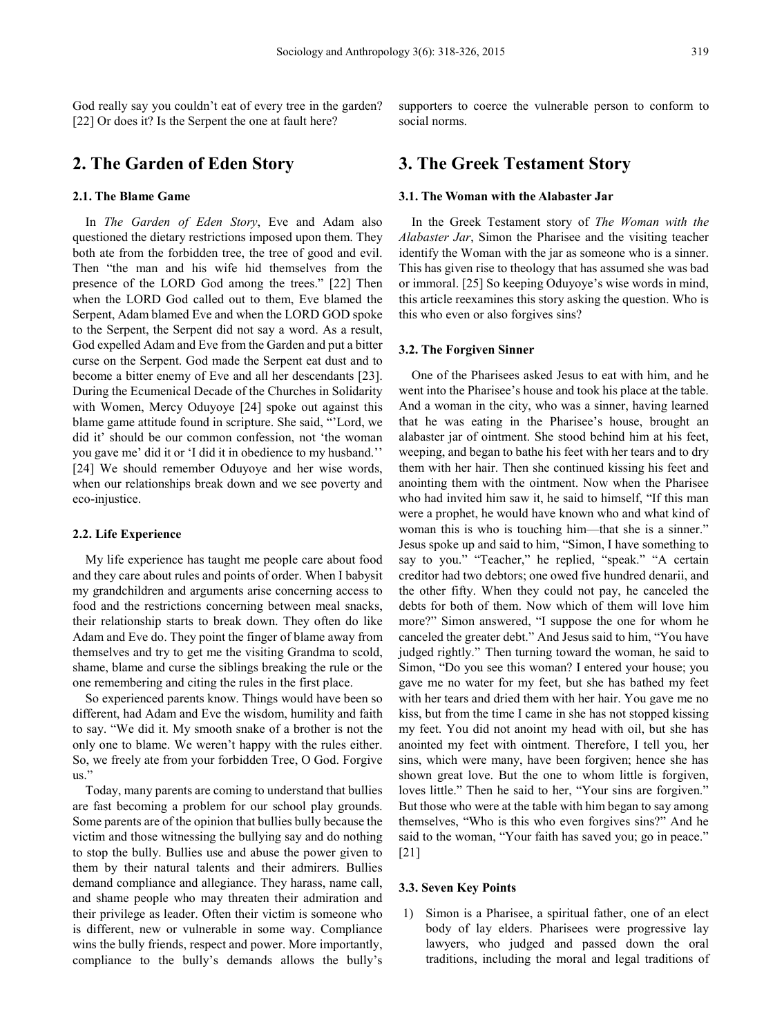God really say you couldn't eat of every tree in the garden? [22] Or does it? Is the Serpent the one at fault here?

## 2. The Garden of Eden Story

### 2.1. The Blame Game

In *The Garden of Eden Story*, Eve and Adam also questioned the dietary restrictions imposed upon them. They both ate from the forbidden tree, the tree of good and evil. Then "the man and his wife hid themselves from the presence of the LORD God among the trees." [22] Then when the LORD God called out to them, Eve blamed the Serpent, Adam blamed Eve and when the LORD GOD spoke to the Serpent, the Serpent did not say a word. As a result, God expelled Adam and Eve from the Garden and put a bitter curse on the Serpent. God made the Serpent eat dust and to become a bitter enemy of Eve and all her descendants [23]. During the Ecumenical Decade of the Churches in Solidarity with Women, Mercy Oduyoye [24] spoke out against this blame game attitude found in scripture. She said, "'Lord, we did it' should be our common confession, not 'the woman you gave me' did it or 'I did it in obedience to my husband.'' [24] We should remember Oduyoye and her wise words, when our relationships break down and we see poverty and eco-injustice.

### 2.2. Life Experience

My life experience has taught me people care about food and they care about rules and points of order. When I babysit my grandchildren and arguments arise concerning access to food and the restrictions concerning between meal snacks, their relationship starts to break down. They often do like Adam and Eve do. They point the finger of blame away from themselves and try to get me the visiting Grandma to scold, shame, blame and curse the siblings breaking the rule or the one remembering and citing the rules in the first place.

So experienced parents know. Things would have been so different, had Adam and Eve the wisdom, humility and faith to say. "We did it. My smooth snake of a brother is not the only one to blame. We weren't happy with the rules either. So, we freely ate from your forbidden Tree, O God. Forgive us."

Today, many parents are coming to understand that bullies are fast becoming a problem for our school play grounds. Some parents are of the opinion that bullies bully because the victim and those witnessing the bullying say and do nothing to stop the bully. Bullies use and abuse the power given to them by their natural talents and their admirers. Bullies demand compliance and allegiance. They harass, name call, and shame people who may threaten their admiration and their privilege as leader. Often their victim is someone who is different, new or vulnerable in some way. Compliance wins the bully friends, respect and power. More importantly, compliance to the bully's demands allows the bully's supporters to coerce the vulnerable person to conform to social norms.

## 3. The Greek Testament Story

### 3.1. The Woman with the Alabaster Jar

In the Greek Testament story of *The Woman with the Alabaster Jar*, Simon the Pharisee and the visiting teacher identify the Woman with the jar as someone who is a sinner. This has given rise to theology that has assumed she was bad or immoral. [25] So keeping Oduyoye's wise words in mind, this article reexamines this story asking the question. Who is this who even or also forgives sins?

### 3.2. The Forgiven Sinner

One of the Pharisees asked Jesus to eat with him, and he went into the Pharisee's house and took his place at the table. And a woman in the city, who was a sinner, having learned that he was eating in the Pharisee's house, brought an alabaster jar of ointment. She stood behind him at his feet, weeping, and began to bathe his feet with her tears and to dry them with her hair. Then she continued kissing his feet and anointing them with the ointment. Now when the Pharisee who had invited him saw it, he said to himself, "If this man were a prophet, he would have known who and what kind of woman this is who is touching him—that she is a sinner." Jesus spoke up and said to him, "Simon, I have something to say to you." "Teacher," he replied, "speak." "A certain creditor had two debtors; one owed five hundred denarii, and the other fifty. When they could not pay, he canceled the debts for both of them. Now which of them will love him more?" Simon answered, "I suppose the one for whom he canceled the greater debt." And Jesus said to him, "You have judged rightly." Then turning toward the woman, he said to Simon, "Do you see this woman? I entered your house; you gave me no water for my feet, but she has bathed my feet with her tears and dried them with her hair. You gave me no kiss, but from the time I came in she has not stopped kissing my feet. You did not anoint my head with oil, but she has anointed my feet with ointment. Therefore, I tell you, her sins, which were many, have been forgiven; hence she has shown great love. But the one to whom little is forgiven, loves little." Then he said to her, "Your sins are forgiven." But those who were at the table with him began to say among themselves, "Who is this who even forgives sins?" And he said to the woman, "Your faith has saved you; go in peace." [21]

### 3.3. Seven Key Points

1) Simon is a Pharisee, a spiritual father, one of an elect body of lay elders. Pharisees were progressive lay lawyers, who judged and passed down the oral traditions, including the moral and legal traditions of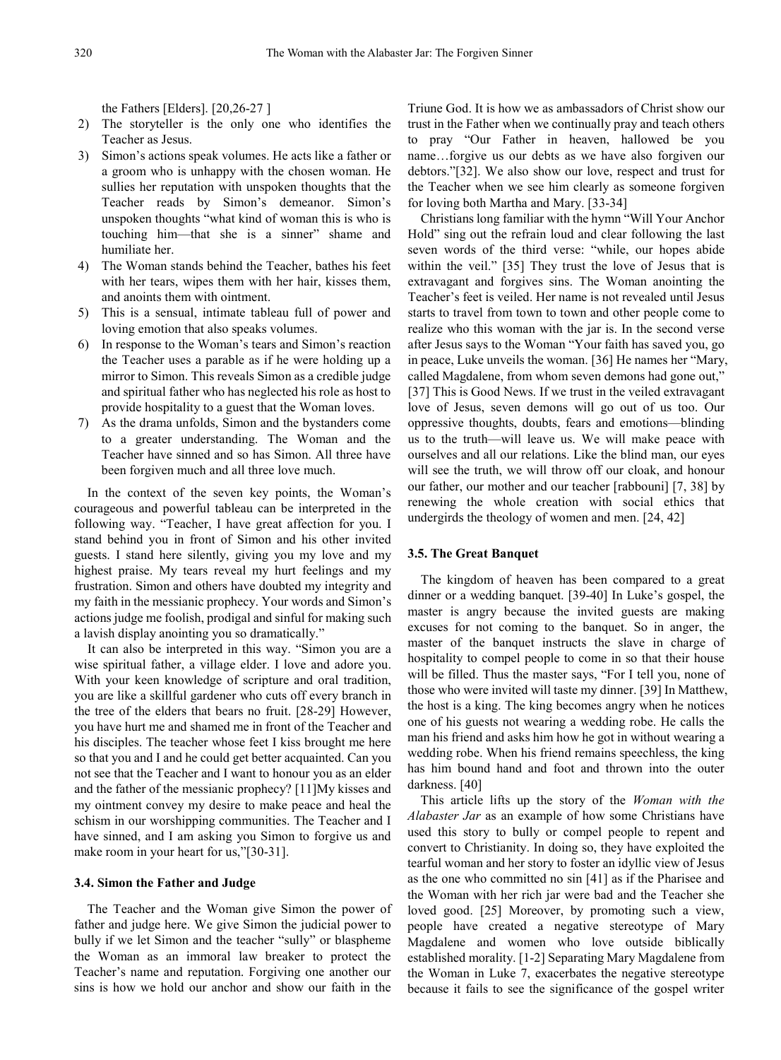the Fathers [Elders]. [20,26-27 ]

2) The storyteller is the only one who identifies the Teacher as Jesus.
3) Simon's actions speak volumes. He acts like a father or a groom who is unhappy with the chosen woman. He sullies her reputation with unspoken thoughts that the Teacher reads by Simon's demeanor. Simon's unspoken thoughts "what kind of woman this is who is touching him—that she is a sinner" shame and humiliate her.
4) The Woman stands behind the Teacher, bathes his feet with her tears, wipes them with her hair, kisses them, and anoints them with ointment.
5) This is a sensual, intimate tableau full of power and loving emotion that also speaks volumes.
6) In response to the Woman's tears and Simon's reaction the Teacher uses a parable as if he were holding up a mirror to Simon. This reveals Simon as a credible judge and spiritual father who has neglected his role as host to provide hospitality to a guest that the Woman loves.
7) As the drama unfolds, Simon and the bystanders come to a greater understanding. The Woman and the Teacher have sinned and so has Simon. All three have been forgiven much and all three love much.

In the context of the seven key points, the Woman's courageous and powerful tableau can be interpreted in the following way. "Teacher, I have great affection for you. I stand behind you in front of Simon and his other invited guests. I stand here silently, giving you my love and my highest praise. My tears reveal my hurt feelings and my frustration. Simon and others have doubted my integrity and my faith in the messianic prophecy. Your words and Simon's actions judge me foolish, prodigal and sinful for making such a lavish display anointing you so dramatically."

It can also be interpreted in this way. "Simon you are a wise spiritual father, a village elder. I love and adore you. With your keen knowledge of scripture and oral tradition, you are like a skillful gardener who cuts off every branch in the tree of the elders that bears no fruit. [28-29] However, you have hurt me and shamed me in front of the Teacher and his disciples. The teacher whose feet I kiss brought me here so that you and I and he could get better acquainted. Can you not see that the Teacher and I want to honour you as an elder and the father of the messianic prophecy? [11]My kisses and my ointment convey my desire to make peace and heal the schism in our worshipping communities. The Teacher and I have sinned, and I am asking you Simon to forgive us and make room in your heart for us,"[30-31].

### 3.4. Simon the Father and Judge

The Teacher and the Woman give Simon the power of father and judge here. We give Simon the judicial power to bully if we let Simon and the teacher "sully" or blaspheme the Woman as an immoral law breaker to protect the Teacher's name and reputation. Forgiving one another our sins is how we hold our anchor and show our faith in the Triune God. It is how we as ambassadors of Christ show our trust in the Father when we continually pray and teach others to pray "Our Father in heaven, hallowed be you name…forgive us our debts as we have also forgiven our debtors."[32]. We also show our love, respect and trust for the Teacher when we see him clearly as someone forgiven for loving both Martha and Mary. [33-34]

Christians long familiar with the hymn "Will Your Anchor Hold" sing out the refrain loud and clear following the last seven words of the third verse: "while, our hopes abide within the veil." [35] They trust the love of Jesus that is extravagant and forgives sins. The Woman anointing the Teacher's feet is veiled. Her name is not revealed until Jesus starts to travel from town to town and other people come to realize who this woman with the jar is. In the second verse after Jesus says to the Woman "Your faith has saved you, go in peace, Luke unveils the woman. [36] He names her "Mary, called Magdalene, from whom seven demons had gone out," [37] This is Good News. If we trust in the veiled extravagant love of Jesus, seven demons will go out of us too. Our oppressive thoughts, doubts, fears and emotions—blinding us to the truth—will leave us. We will make peace with ourselves and all our relations. Like the blind man, our eyes will see the truth, we will throw off our cloak, and honour our father, our mother and our teacher [rabbouni] [7, 38] by renewing the whole creation with social ethics that undergirds the theology of women and men. [24, 42]

### 3.5. The Great Banquet

The kingdom of heaven has been compared to a great dinner or a wedding banquet. [39-40] In Luke's gospel, the master is angry because the invited guests are making excuses for not coming to the banquet. So in anger, the master of the banquet instructs the slave in charge of hospitality to compel people to come in so that their house will be filled. Thus the master says, "For I tell you, none of those who were invited will taste my dinner. [39] In Matthew, the host is a king. The king becomes angry when he notices one of his guests not wearing a wedding robe. He calls the man his friend and asks him how he got in without wearing a wedding robe. When his friend remains speechless, the king has him bound hand and foot and thrown into the outer darkness. [40]

This article lifts up the story of the *Woman with the Alabaster Jar* as an example of how some Christians have used this story to bully or compel people to repent and convert to Christianity. In doing so, they have exploited the tearful woman and her story to foster an idyllic view of Jesus as the one who committed no sin [41] as if the Pharisee and the Woman with her rich jar were bad and the Teacher she loved good. [25] Moreover, by promoting such a view, people have created a negative stereotype of Mary Magdalene and women who love outside biblically established morality. [1-2] Separating Mary Magdalene from the Woman in Luke 7, exacerbates the negative stereotype because it fails to see the significance of the gospel writer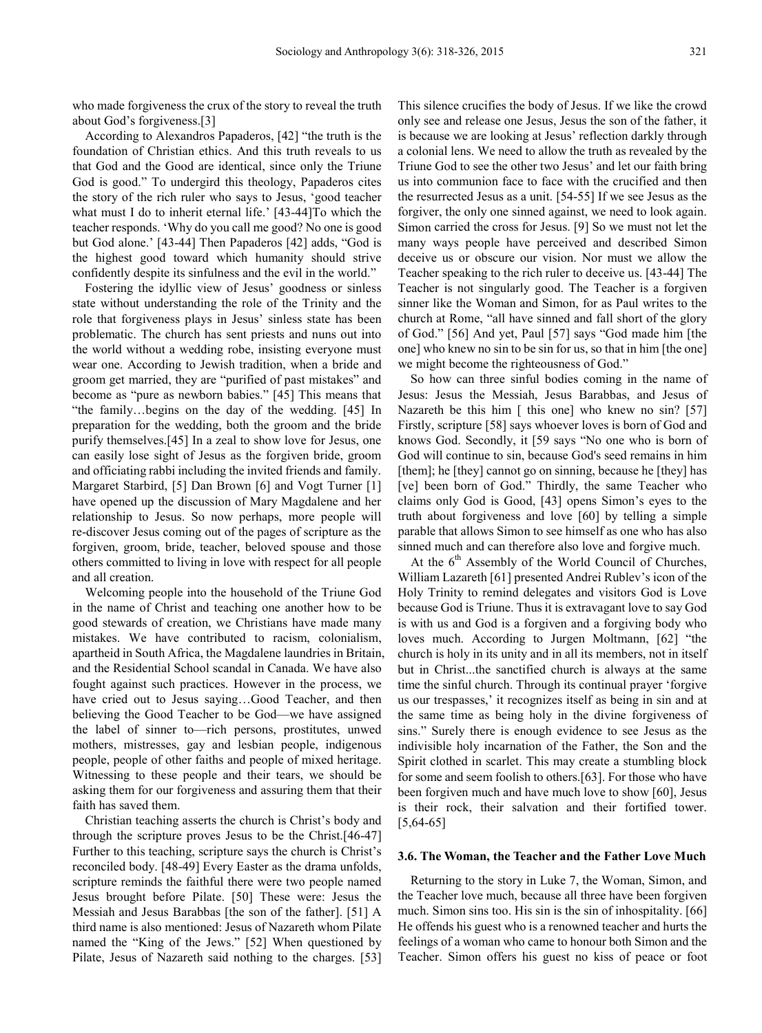who made forgiveness the crux of the story to reveal the truth about God's forgiveness.[3]

According to Alexandros Papaderos, [42] "the truth is the foundation of Christian ethics. And this truth reveals to us that God and the Good are identical, since only the Triune God is good." To undergird this theology, Papaderos cites the story of the rich ruler who says to Jesus, 'good teacher what must I do to inherit eternal life.' [43-44]To which the teacher responds. 'Why do you call me good? No one is good but God alone.' [43-44] Then Papaderos [42] adds, "God is the highest good toward which humanity should strive confidently despite its sinfulness and the evil in the world."

Fostering the idyllic view of Jesus' goodness or sinless state without understanding the role of the Trinity and the role that forgiveness plays in Jesus' sinless state has been problematic. The church has sent priests and nuns out into the world without a wedding robe, insisting everyone must wear one. According to Jewish tradition, when a bride and groom get married, they are "purified of past mistakes" and become as "pure as newborn babies." [45] This means that "the family…begins on the day of the wedding. [45] In preparation for the wedding, both the groom and the bride purify themselves.[45] In a zeal to show love for Jesus, one can easily lose sight of Jesus as the forgiven bride, groom and officiating rabbi including the invited friends and family. Margaret Starbird, [5] Dan Brown [6] and Vogt Turner [1] have opened up the discussion of Mary Magdalene and her relationship to Jesus. So now perhaps, more people will re-discover Jesus coming out of the pages of scripture as the forgiven, groom, bride, teacher, beloved spouse and those others committed to living in love with respect for all people and all creation.

Welcoming people into the household of the Triune God in the name of Christ and teaching one another how to be good stewards of creation, we Christians have made many mistakes. We have contributed to racism, colonialism, apartheid in South Africa, the Magdalene laundries in Britain, and the Residential School scandal in Canada. We have also fought against such practices. However in the process, we have cried out to Jesus saying…Good Teacher, and then believing the Good Teacher to be God—we have assigned the label of sinner to—rich persons, prostitutes, unwed mothers, mistresses, gay and lesbian people, indigenous people, people of other faiths and people of mixed heritage. Witnessing to these people and their tears, we should be asking them for our forgiveness and assuring them that their faith has saved them.

Christian teaching asserts the church is Christ's body and through the scripture proves Jesus to be the Christ.[46-47] Further to this teaching, scripture says the church is Christ's reconciled body. [48-49] Every Easter as the drama unfolds, scripture reminds the faithful there were two people named Jesus brought before Pilate. [50] These were: Jesus the Messiah and Jesus Barabbas [the son of the father]. [51] A third name is also mentioned: Jesus of Nazareth whom Pilate named the "King of the Jews." [52] When questioned by Pilate, Jesus of Nazareth said nothing to the charges. [53] This silence crucifies the body of Jesus. If we like the crowd only see and release one Jesus, Jesus the son of the father, it is because we are looking at Jesus' reflection darkly through a colonial lens. We need to allow the truth as revealed by the Triune God to see the other two Jesus' and let our faith bring us into communion face to face with the crucified and then the resurrected Jesus as a unit. [54-55] If we see Jesus as the forgiver, the only one sinned against, we need to look again. Simon carried the cross for Jesus. [9] So we must not let the many ways people have perceived and described Simon deceive us or obscure our vision. Nor must we allow the Teacher speaking to the rich ruler to deceive us. [43-44] The Teacher is not singularly good. The Teacher is a forgiven sinner like the Woman and Simon, for as Paul writes to the church at Rome, "all have sinned and fall short of the glory of God." [56] And yet, Paul [57] says "God made him [the one] who knew no sin to be sin for us, so that in him [the one] we might become the righteousness of God."

So how can three sinful bodies coming in the name of Jesus: Jesus the Messiah, Jesus Barabbas, and Jesus of Nazareth be this him [ this one] who knew no sin? [57] Firstly, scripture [58] says whoever loves is born of God and knows God. Secondly, it [59 says "No one who is born of God will continue to sin, because God's seed remains in him [them]; he [they] cannot go on sinning, because he [they] has [ve] been born of God." Thirdly, the same Teacher who claims only God is Good, [43] opens Simon's eyes to the truth about forgiveness and love [60] by telling a simple parable that allows Simon to see himself as one who has also sinned much and can therefore also love and forgive much.

At the 6th Assembly of the World Council of Churches, William Lazareth [61] presented Andrei Rublev's icon of the Holy Trinity to remind delegates and visitors God is Love because God is Triune. Thus it is extravagant love to say God is with us and God is a forgiven and a forgiving body who loves much. According to Jurgen Moltmann, [62] "the church is holy in its unity and in all its members, not in itself but in Christ...the sanctified church is always at the same time the sinful church. Through its continual prayer 'forgive us our trespasses,' it recognizes itself as being in sin and at the same time as being holy in the divine forgiveness of sins." Surely there is enough evidence to see Jesus as the indivisible holy incarnation of the Father, the Son and the Spirit clothed in scarlet. This may create a stumbling block for some and seem foolish to others.[63]. For those who have been forgiven much and have much love to show [60], Jesus is their rock, their salvation and their fortified tower. [5,64-65]

### 3.6. The Woman, the Teacher and the Father Love Much

Returning to the story in Luke 7, the Woman, Simon, and the Teacher love much, because all three have been forgiven much. Simon sins too. His sin is the sin of inhospitality. [66] He offends his guest who is a renowned teacher and hurts the feelings of a woman who came to honour both Simon and the Teacher. Simon offers his guest no kiss of peace or foot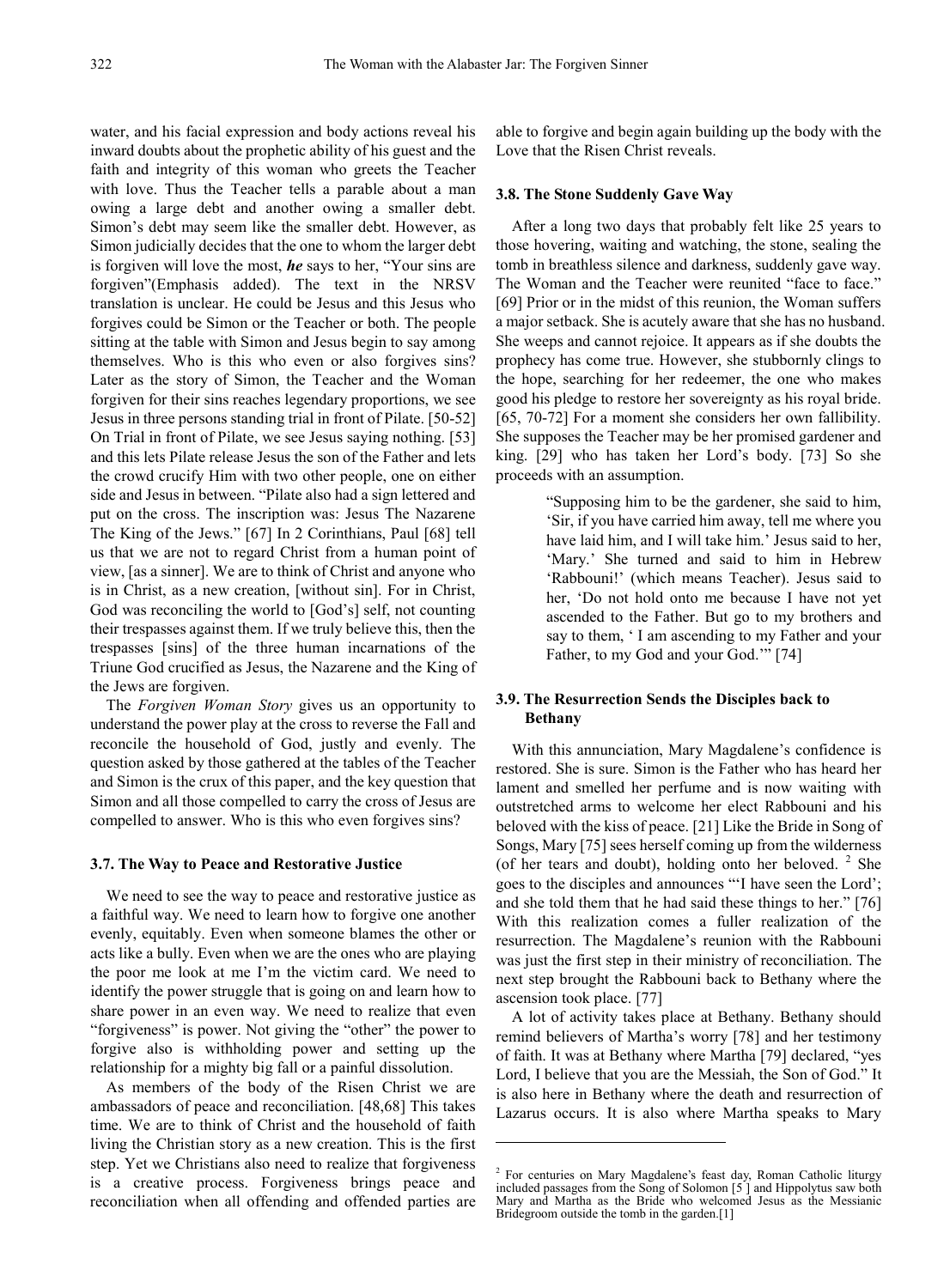water, and his facial expression and body actions reveal his inward doubts about the prophetic ability of his guest and the faith and integrity of this woman who greets the Teacher with love. Thus the Teacher tells a parable about a man owing a large debt and another owing a smaller debt. Simon's debt may seem like the smaller debt. However, as Simon judicially decides that the one to whom the larger debt is forgiven will love the most, ***he*** says to her, "Your sins are forgiven"(Emphasis added). The text in the NRSV translation is unclear. He could be Jesus and this Jesus who forgives could be Simon or the Teacher or both. The people sitting at the table with Simon and Jesus begin to say among themselves. Who is this who even or also forgives sins? Later as the story of Simon, the Teacher and the Woman forgiven for their sins reaches legendary proportions, we see Jesus in three persons standing trial in front of Pilate. [50-52] On Trial in front of Pilate, we see Jesus saying nothing. [53] and this lets Pilate release Jesus the son of the Father and lets the crowd crucify Him with two other people, one on either side and Jesus in between. "Pilate also had a sign lettered and put on the cross. The inscription was: Jesus The Nazarene The King of the Jews." [67] In 2 Corinthians, Paul [68] tell us that we are not to regard Christ from a human point of view, [as a sinner]. We are to think of Christ and anyone who is in Christ, as a new creation, [without sin]. For in Christ, God was reconciling the world to [God's] self, not counting their trespasses against them. If we truly believe this, then the trespasses [sins] of the three human incarnations of the Triune God crucified as Jesus, the Nazarene and the King of the Jews are forgiven.

The *Forgiven Woman Story* gives us an opportunity to understand the power play at the cross to reverse the Fall and reconcile the household of God, justly and evenly. The question asked by those gathered at the tables of the Teacher and Simon is the crux of this paper, and the key question that Simon and all those compelled to carry the cross of Jesus are compelled to answer. Who is this who even forgives sins?

### 3.7. The Way to Peace and Restorative Justice

We need to see the way to peace and restorative justice as a faithful way. We need to learn how to forgive one another evenly, equitably. Even when someone blames the other or acts like a bully. Even when we are the ones who are playing the poor me look at me I'm the victim card. We need to identify the power struggle that is going on and learn how to share power in an even way. We need to realize that even "forgiveness" is power. Not giving the "other" the power to forgive also is withholding power and setting up the relationship for a mighty big fall or a painful dissolution.

As members of the body of the Risen Christ we are ambassadors of peace and reconciliation. [48,68] This takes time. We are to think of Christ and the household of faith living the Christian story as a new creation. This is the first step. Yet we Christians also need to realize that forgiveness is a creative process. Forgiveness brings peace and reconciliation when all offending and offended parties are able to forgive and begin again building up the body with the Love that the Risen Christ reveals.

### 3.8. The Stone Suddenly Gave Way

After a long two days that probably felt like 25 years to those hovering, waiting and watching, the stone, sealing the tomb in breathless silence and darkness, suddenly gave way. The Woman and the Teacher were reunited "face to face." [69] Prior or in the midst of this reunion, the Woman suffers a major setback. She is acutely aware that she has no husband. She weeps and cannot rejoice. It appears as if she doubts the prophecy has come true. However, she stubbornly clings to the hope, searching for her redeemer, the one who makes good his pledge to restore her sovereignty as his royal bride. [65, 70-72] For a moment she considers her own fallibility. She supposes the Teacher may be her promised gardener and king. [29] who has taken her Lord's body. [73] So she proceeds with an assumption.

> "Supposing him to be the gardener, she said to him, 'Sir, if you have carried him away, tell me where you have laid him, and I will take him.' Jesus said to her, 'Mary.' She turned and said to him in Hebrew 'Rabbouni!' (which means Teacher). Jesus said to her, 'Do not hold onto me because I have not yet ascended to the Father. But go to my brothers and say to them, ' I am ascending to my Father and your Father, to my God and your God.'" [74]

### 3.9. The Resurrection Sends the Disciples back to Bethany

With this annunciation, Mary Magdalene's confidence is restored. She is sure. Simon is the Father who has heard her lament and smelled her perfume and is now waiting with outstretched arms to welcome her elect Rabbouni and his beloved with the kiss of peace. [21] Like the Bride in Song of Songs, Mary [75] sees herself coming up from the wilderness (of her tears and doubt), holding onto her beloved. [2] She goes to the disciples and announces "'I have seen the Lord'; and she told them that he had said these things to her." [76] With this realization comes a fuller realization of the resurrection. The Magdalene's reunion with the Rabbouni was just the first step in their ministry of reconciliation. The next step brought the Rabbouni back to Bethany where the ascension took place. [77]

A lot of activity takes place at Bethany. Bethany should remind believers of Martha's worry [78] and her testimony of faith. It was at Bethany where Martha [79] declared, "yes Lord, I believe that you are the Messiah, the Son of God." It is also here in Bethany where the death and resurrection of Lazarus occurs. It is also where Martha speaks to Mary

[2] For centuries on Mary Magdalene's feast day, Roman Catholic liturgy included passages from the Song of Solomon [5 ] and Hippolytus saw both Mary and Martha as the Bride who welcomed Jesus as the Messianic Bridegroom outside the tomb in the garden.[1]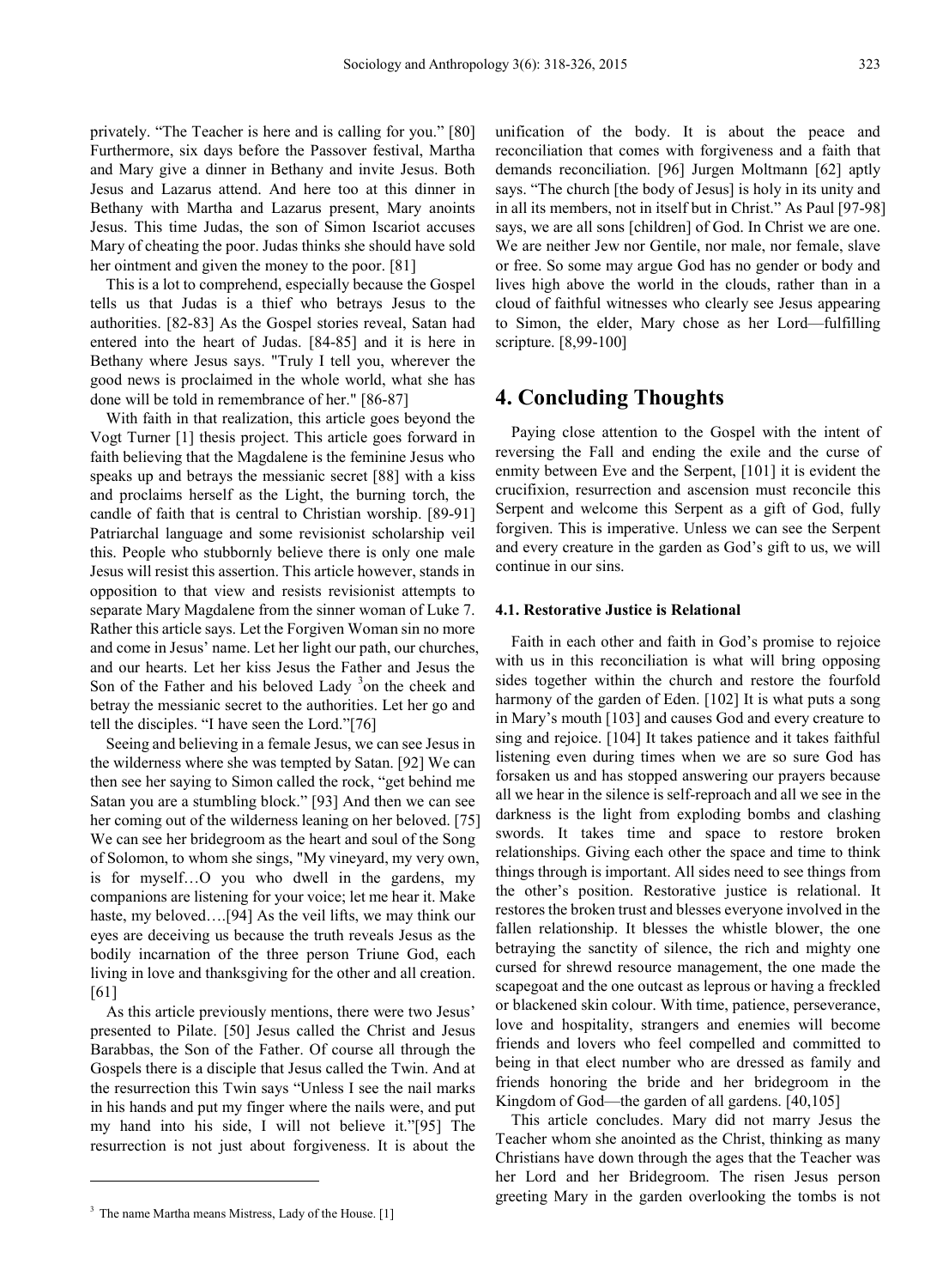privately. "The Teacher is here and is calling for you." [80] Furthermore, six days before the Passover festival, Martha and Mary give a dinner in Bethany and invite Jesus. Both Jesus and Lazarus attend. And here too at this dinner in Bethany with Martha and Lazarus present, Mary anoints Jesus. This time Judas, the son of Simon Iscariot accuses Mary of cheating the poor. Judas thinks she should have sold her ointment and given the money to the poor. [81]

This is a lot to comprehend, especially because the Gospel tells us that Judas is a thief who betrays Jesus to the authorities. [82-83] As the Gospel stories reveal, Satan had entered into the heart of Judas. [84-85] and it is here in Bethany where Jesus says. "Truly I tell you, wherever the good news is proclaimed in the whole world, what she has done will be told in remembrance of her." [86-87]

With faith in that realization, this article goes beyond the Vogt Turner [1] thesis project. This article goes forward in faith believing that the Magdalene is the feminine Jesus who speaks up and betrays the messianic secret [88] with a kiss and proclaims herself as the Light, the burning torch, the candle of faith that is central to Christian worship. [89-91] Patriarchal language and some revisionist scholarship veil this. People who stubbornly believe there is only one male Jesus will resist this assertion. This article however, stands in opposition to that view and resists revisionist attempts to separate Mary Magdalene from the sinner woman of Luke 7. Rather this article says. Let the Forgiven Woman sin no more and come in Jesus' name. Let her light our path, our churches, and our hearts. Let her kiss Jesus the Father and Jesus the Son of the Father and his beloved Lady [3] on the cheek and betray the messianic secret to the authorities. Let her go and tell the disciples. "I have seen the Lord."[76]

Seeing and believing in a female Jesus, we can see Jesus in the wilderness where she was tempted by Satan. [92] We can then see her saying to Simon called the rock, "get behind me Satan you are a stumbling block." [93] And then we can see her coming out of the wilderness leaning on her beloved. [75] We can see her bridegroom as the heart and soul of the Song of Solomon, to whom she sings, "My vineyard, my very own, is for myself…O you who dwell in the gardens, my companions are listening for your voice; let me hear it. Make haste, my beloved….[94] As the veil lifts, we may think our eyes are deceiving us because the truth reveals Jesus as the bodily incarnation of the three person Triune God, each living in love and thanksgiving for the other and all creation. [61]

As this article previously mentions, there were two Jesus' presented to Pilate. [50] Jesus called the Christ and Jesus Barabbas, the Son of the Father. Of course all through the Gospels there is a disciple that Jesus called the Twin. And at the resurrection this Twin says "Unless I see the nail marks in his hands and put my finger where the nails were, and put my hand into his side, I will not believe it."[95] The resurrection is not just about forgiveness. It is about the unification of the body. It is about the peace and reconciliation that comes with forgiveness and a faith that demands reconciliation. [96] Jurgen Moltmann [62] aptly says. "The church [the body of Jesus] is holy in its unity and in all its members, not in itself but in Christ." As Paul [97-98] says, we are all sons [children] of God. In Christ we are one. We are neither Jew nor Gentile, nor male, nor female, slave or free. So some may argue God has no gender or body and lives high above the world in the clouds, rather than in a cloud of faithful witnesses who clearly see Jesus appearing to Simon, the elder, Mary chose as her Lord—fulfilling scripture. [8,99-100]

## 4. Concluding Thoughts

Paying close attention to the Gospel with the intent of reversing the Fall and ending the exile and the curse of enmity between Eve and the Serpent, [101] it is evident the crucifixion, resurrection and ascension must reconcile this Serpent and welcome this Serpent as a gift of God, fully forgiven. This is imperative. Unless we can see the Serpent and every creature in the garden as God's gift to us, we will continue in our sins.

### 4.1. Restorative Justice is Relational

Faith in each other and faith in God's promise to rejoice with us in this reconciliation is what will bring opposing sides together within the church and restore the fourfold harmony of the garden of Eden. [102] It is what puts a song in Mary's mouth [103] and causes God and every creature to sing and rejoice. [104] It takes patience and it takes faithful listening even during times when we are so sure God has forsaken us and has stopped answering our prayers because all we hear in the silence is self-reproach and all we see in the darkness is the light from exploding bombs and clashing swords. It takes time and space to restore broken relationships. Giving each other the space and time to think things through is important. All sides need to see things from the other's position. Restorative justice is relational. It restores the broken trust and blesses everyone involved in the fallen relationship. It blesses the whistle blower, the one betraying the sanctity of silence, the rich and mighty one cursed for shrewd resource management, the one made the scapegoat and the one outcast as leprous or having a freckled or blackened skin colour. With time, patience, perseverance, love and hospitality, strangers and enemies will become friends and lovers who feel compelled and committed to being in that elect number who are dressed as family and friends honoring the bride and her bridegroom in the Kingdom of God—the garden of all gardens. [40,105]

This article concludes. Mary did not marry Jesus the Teacher whom she anointed as the Christ, thinking as many Christians have down through the ages that the Teacher was her Lord and her Bridegroom. The risen Jesus person greeting Mary in the garden overlooking the tombs is not

---

[3] The name Martha means Mistress, Lady of the House. [1]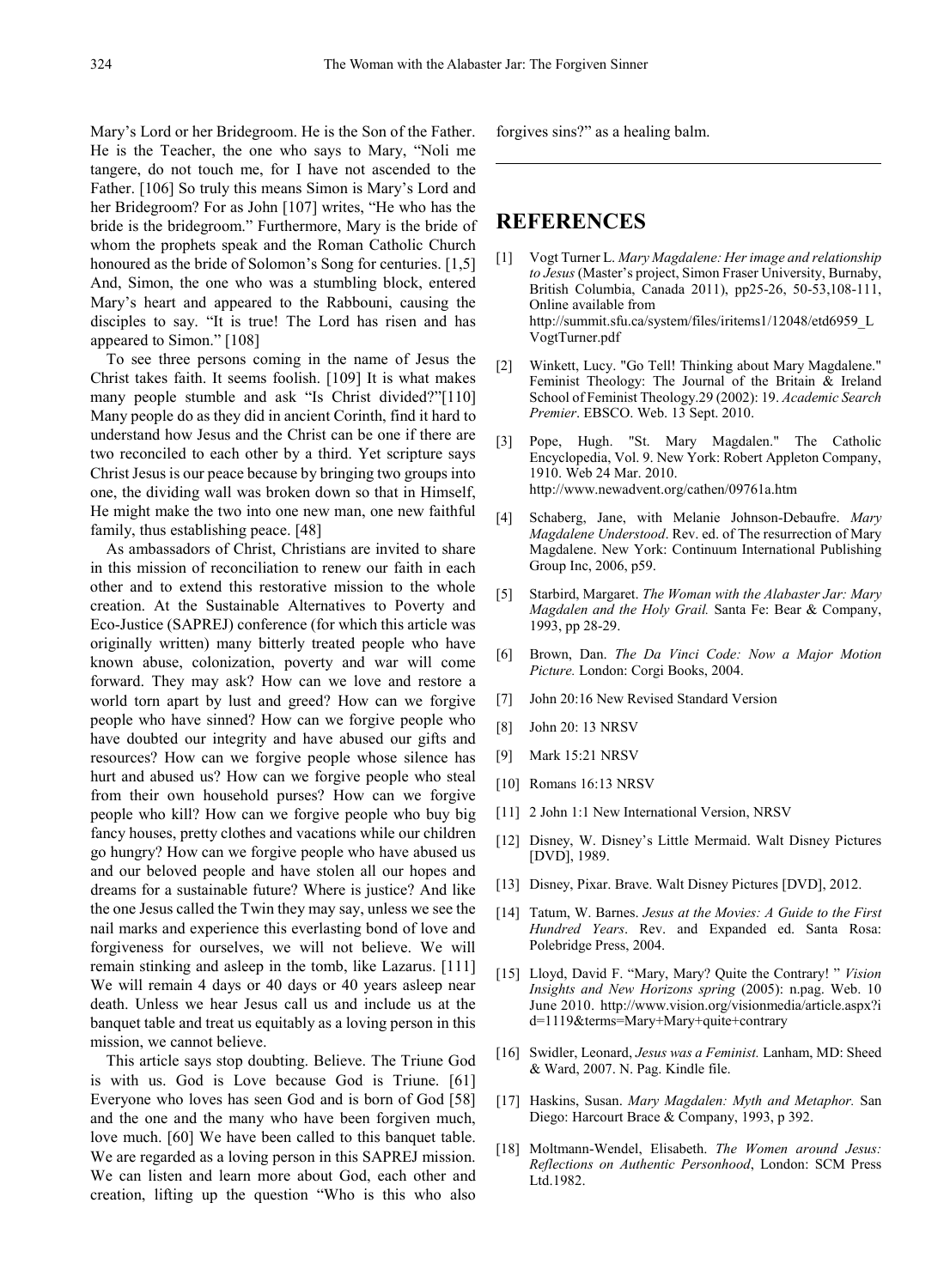Mary's Lord or her Bridegroom. He is the Son of the Father. He is the Teacher, the one who says to Mary, "Noli me tangere, do not touch me, for I have not ascended to the Father. [106] So truly this means Simon is Mary's Lord and her Bridegroom? For as John [107] writes, "He who has the bride is the bridegroom." Furthermore, Mary is the bride of whom the prophets speak and the Roman Catholic Church honoured as the bride of Solomon's Song for centuries. [1,5] And, Simon, the one who was a stumbling block, entered Mary's heart and appeared to the Rabbouni, causing the disciples to say. "It is true! The Lord has risen and has appeared to Simon." [108]

To see three persons coming in the name of Jesus the Christ takes faith. It seems foolish. [109] It is what makes many people stumble and ask "Is Christ divided?"[110] Many people do as they did in ancient Corinth, find it hard to understand how Jesus and the Christ can be one if there are two reconciled to each other by a third. Yet scripture says Christ Jesus is our peace because by bringing two groups into one, the dividing wall was broken down so that in Himself, He might make the two into one new man, one new faithful family, thus establishing peace. [48]

As ambassadors of Christ, Christians are invited to share in this mission of reconciliation to renew our faith in each other and to extend this restorative mission to the whole creation. At the Sustainable Alternatives to Poverty and Eco-Justice (SAPREJ) conference (for which this article was originally written) many bitterly treated people who have known abuse, colonization, poverty and war will come forward. They may ask? How can we love and restore a world torn apart by lust and greed? How can we forgive people who have sinned? How can we forgive people who have doubted our integrity and have abused our gifts and resources? How can we forgive people whose silence has hurt and abused us? How can we forgive people who steal from their own household purses? How can we forgive people who kill? How can we forgive people who buy big fancy houses, pretty clothes and vacations while our children go hungry? How can we forgive people who have abused us and our beloved people and have stolen all our hopes and dreams for a sustainable future? Where is justice? And like the one Jesus called the Twin they may say, unless we see the nail marks and experience this everlasting bond of love and forgiveness for ourselves, we will not believe. We will remain stinking and asleep in the tomb, like Lazarus. [111] We will remain 4 days or 40 days or 40 years asleep near death. Unless we hear Jesus call us and include us at the banquet table and treat us equitably as a loving person in this mission, we cannot believe.

This article says stop doubting. Believe. The Triune God is with us. God is Love because God is Triune. [61] Everyone who loves has seen God and is born of God [58] and the one and the many who have been forgiven much, love much. [60] We have been called to this banquet table. We are regarded as a loving person in this SAPREJ mission. We can listen and learn more about God, each other and creation, lifting up the question "Who is this who also forgives sins?" as a healing balm.

## REFERENCES

[1] Vogt Turner L. *Mary Magdalene: Her image and relationship to Jesus* (Master's project, Simon Fraser University, Burnaby, British Columbia, Canada 2011), pp25-26, 50-53,108-111, Online available from http://summit.sfu.ca/system/files/iritems1/12048/etd6959_LVogtTurner.pdf

[2] Winkett, Lucy. "Go Tell! Thinking about Mary Magdalene." Feminist Theology: The Journal of the Britain & Ireland School of Feminist Theology.29 (2002): 19. *Academic Search Premier*. EBSCO. Web. 13 Sept. 2010.

[3] Pope, Hugh. "St. Mary Magdalen." The Catholic Encyclopedia, Vol. 9. New York: Robert Appleton Company, 1910. Web 24 Mar. 2010. http://www.newadvent.org/cathen/09761a.htm

[4] Schaberg, Jane, with Melanie Johnson-Debaufre. *Mary Magdalene Understood*. Rev. ed. of The resurrection of Mary Magdalene. New York: Continuum International Publishing Group Inc, 2006, p59.

[5] Starbird, Margaret. *The Woman with the Alabaster Jar: Mary Magdalen and the Holy Grail.* Santa Fe: Bear & Company, 1993, pp 28-29.

[6] Brown, Dan. *The Da Vinci Code: Now a Major Motion Picture.* London: Corgi Books, 2004.

[7] John 20:16 New Revised Standard Version

[8] John 20: 13 NRSV

[9] Mark 15:21 NRSV

[10] Romans 16:13 NRSV

[11] 2 John 1:1 New International Version, NRSV

[12] Disney, W. Disney's Little Mermaid. Walt Disney Pictures [DVD], 1989.

[13] Disney, Pixar. Brave. Walt Disney Pictures [DVD], 2012.

[14] Tatum, W. Barnes. *Jesus at the Movies: A Guide to the First Hundred Years*. Rev. and Expanded ed. Santa Rosa: Polebridge Press, 2004.

[15] Lloyd, David F. "Mary, Mary? Quite the Contrary! " *Vision Insights and New Horizons spring* (2005): n.pag. Web. 10 June 2010. http://www.vision.org/visionmedia/article.aspx?id=1119&terms=Mary+Mary+quite+contrary

[16] Swidler, Leonard, *Jesus was a Feminist.* Lanham, MD: Sheed & Ward, 2007. N. Pag. Kindle file.

[17] Haskins, Susan. *Mary Magdalen: Myth and Metaphor.* San Diego: Harcourt Brace & Company, 1993, p 392.

[18] Moltmann-Wendel, Elisabeth. *The Women around Jesus: Reflections on Authentic Personhood*, London: SCM Press Ltd.1982.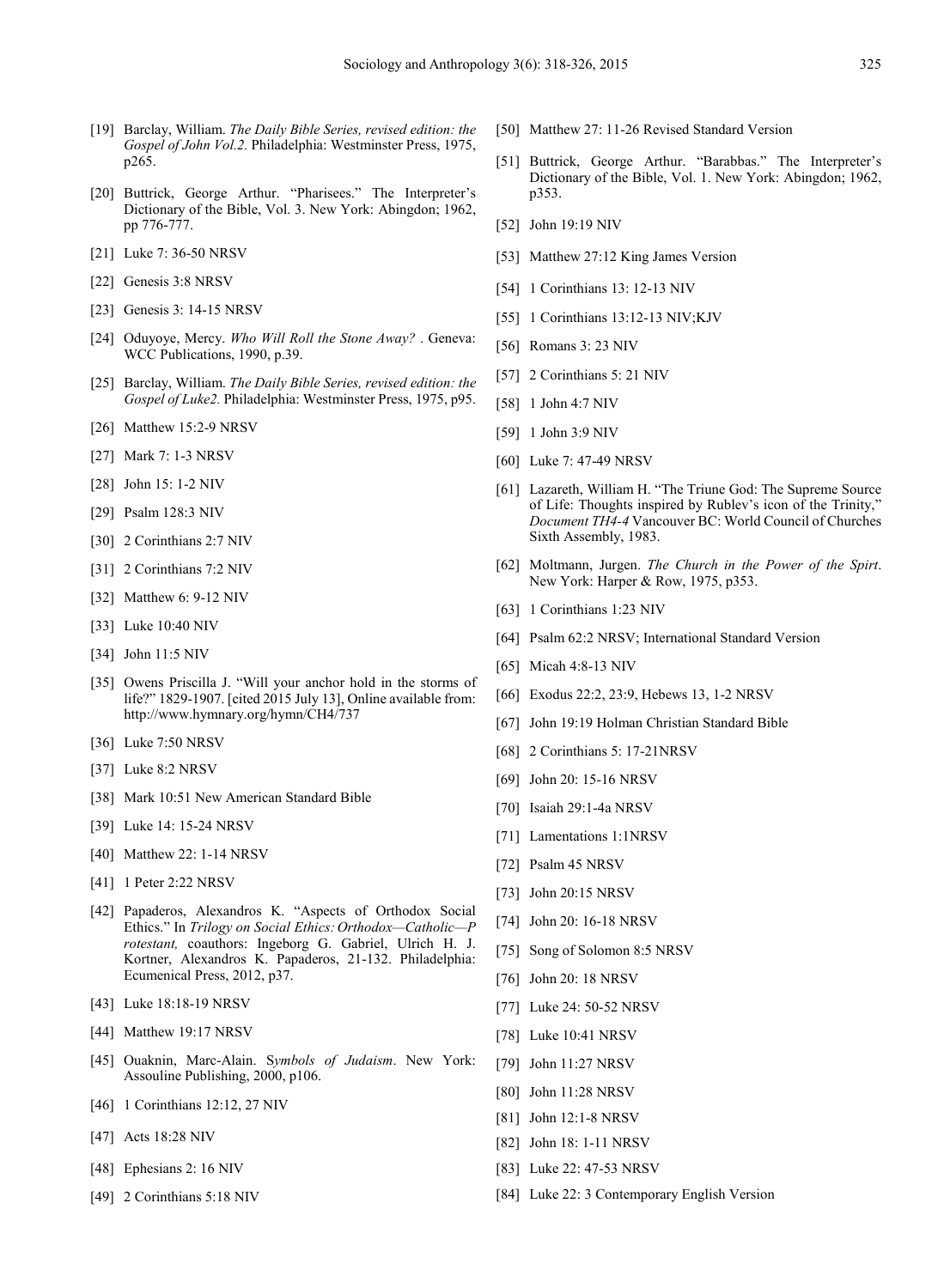[19] Barclay, William. *The Daily Bible Series, revised edition: the Gospel of John Vol.2.* Philadelphia: Westminster Press, 1975, p265.

[20] Buttrick, George Arthur. "Pharisees." The Interpreter's Dictionary of the Bible, Vol. 3. New York: Abingdon; 1962, pp 776-777.

[21] Luke 7: 36-50 NRSV

[22] Genesis 3:8 NRSV

[23] Genesis 3: 14-15 NRSV

[24] Oduyoye, Mercy. *Who Will Roll the Stone Away?* . Geneva: WCC Publications, 1990, p.39.

[25] Barclay, William. *The Daily Bible Series, revised edition: the Gospel of Luke2.* Philadelphia: Westminster Press, 1975, p95.

[26] Matthew 15:2-9 NRSV

[27] Mark 7: 1-3 NRSV

[28] John 15: 1-2 NIV

[29] Psalm 128:3 NIV

[30] 2 Corinthians 2:7 NIV

[31] 2 Corinthians 7:2 NIV

[32] Matthew 6: 9-12 NIV

[33] Luke 10:40 NIV

[34] John 11:5 NIV

[35] Owens Priscilla J. "Will your anchor hold in the storms of life?" 1829-1907. [cited 2015 July 13], Online available from: http://www.hymnary.org/hymn/CH4/737

[36] Luke 7:50 NRSV

[37] Luke 8:2 NRSV

[38] Mark 10:51 New American Standard Bible

[39] Luke 14: 15-24 NRSV

[40] Matthew 22: 1-14 NRSV

[41] 1 Peter 2:22 NRSV

[42] Papaderos, Alexandros K. "Aspects of Orthodox Social Ethics." In *Trilogy on Social Ethics: Orthodox—Catholic—P rotestant,* coauthors: Ingeborg G. Gabriel, Ulrich H. J. Kortner, Alexandros K. Papaderos, 21-132. Philadelphia: Ecumenical Press, 2012, p37.

[43] Luke 18:18-19 NRSV

[44] Matthew 19:17 NRSV

[45] Ouaknin, Marc-Alain. S*ymbols of Judaism*. New York: Assouline Publishing, 2000, p106.

[46] 1 Corinthians 12:12, 27 NIV

[47] Acts 18:28 NIV

[48] Ephesians 2: 16 NIV

[49] 2 Corinthians 5:18 NIV

[50] Matthew 27: 11-26 Revised Standard Version

[51] Buttrick, George Arthur. "Barabbas." The Interpreter's Dictionary of the Bible, Vol. 1. New York: Abingdon; 1962, p353.

[52] John 19:19 NIV

[53] Matthew 27:12 King James Version

[54] 1 Corinthians 13: 12-13 NIV

[55] 1 Corinthians 13:12-13 NIV;KJV

[56] Romans 3: 23 NIV

[57] 2 Corinthians 5: 21 NIV

[58] 1 John 4:7 NIV

[59] 1 John 3:9 NIV

[60] Luke 7: 47-49 NRSV

[61] Lazareth, William H. "The Triune God: The Supreme Source of Life: Thoughts inspired by Rublev's icon of the Trinity," *Document TH4-4* Vancouver BC: World Council of Churches Sixth Assembly, 1983.

[62] Moltmann, Jurgen. *The Church in the Power of the Spirt*. New York: Harper & Row, 1975, p353.

[63] 1 Corinthians 1:23 NIV

[64] Psalm 62:2 NRSV; International Standard Version

[65] Micah 4:8-13 NIV

[66] Exodus 22:2, 23:9, Hebews 13, 1-2 NRSV

[67] John 19:19 Holman Christian Standard Bible

[68] 2 Corinthians 5: 17-21NRSV

[69] John 20: 15-16 NRSV

[70] Isaiah 29:1-4a NRSV

[71] Lamentations 1:1NRSV

[72] Psalm 45 NRSV

[73] John 20:15 NRSV

[74] John 20: 16-18 NRSV

[75] Song of Solomon 8:5 NRSV

[76] John 20: 18 NRSV

[77] Luke 24: 50-52 NRSV

[78] Luke 10:41 NRSV

[79] John 11:27 NRSV

[80] John 11:28 NRSV

[81] John 12:1-8 NRSV

[82] John 18: 1-11 NRSV

[83] Luke 22: 47-53 NRSV

[84] Luke 22: 3 Contemporary English Version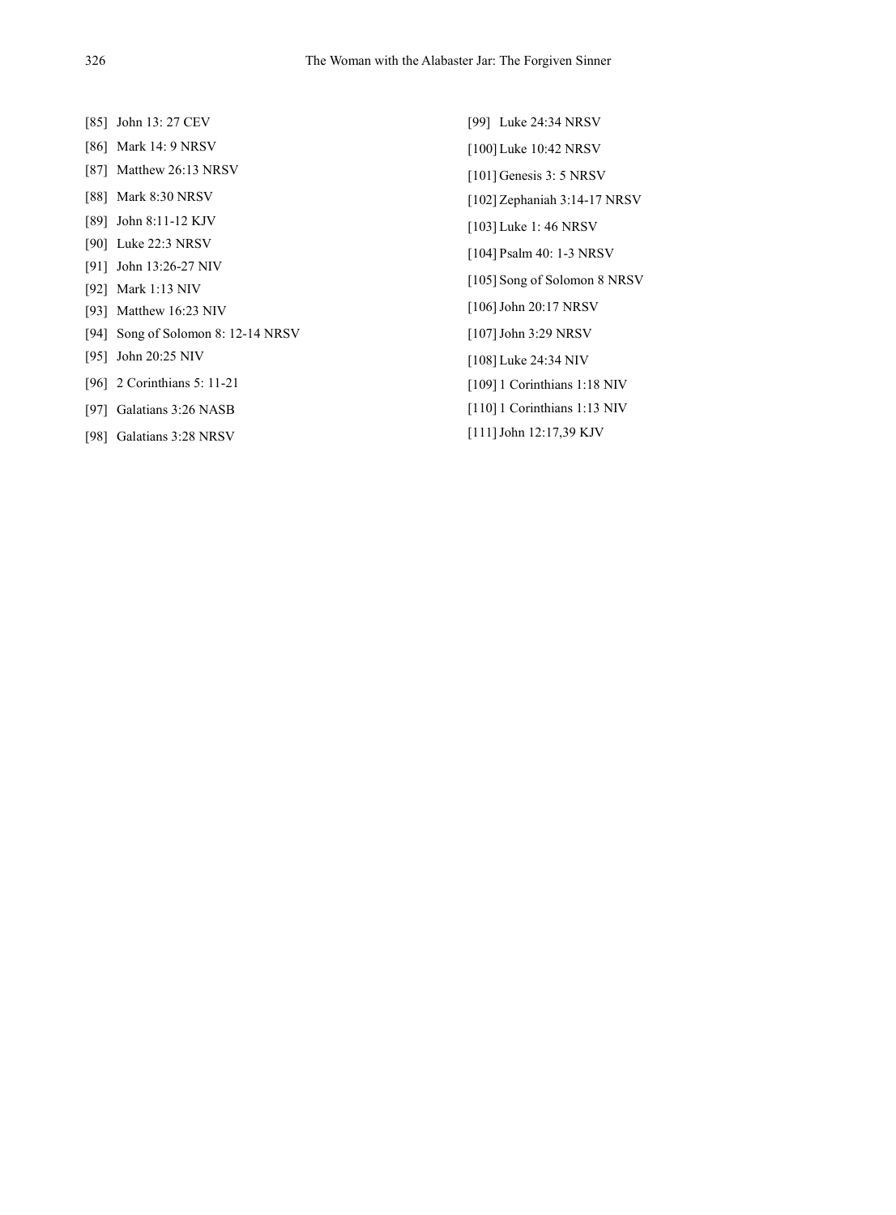[85] John 13: 27 CEV

[86] Mark 14: 9 NRSV

[87] Matthew 26:13 NRSV

[88] Mark 8:30 NRSV

[89] John 8:11-12 KJV

[90] Luke 22:3 NRSV

[91] John 13:26-27 NIV

[92] Mark 1:13 NIV

[93] Matthew 16:23 NIV

[94] Song of Solomon 8: 12-14 NRSV

[95] John 20:25 NIV

[96] 2 Corinthians 5: 11-21

[97] Galatians 3:26 NASB

[98] Galatians 3:28 NRSV

[99] Luke 24:34 NRSV

[100] Luke 10:42 NRSV

[101] Genesis 3: 5 NRSV

[102] Zephaniah 3:14-17 NRSV

[103] Luke 1: 46 NRSV

[104] Psalm 40: 1-3 NRSV

[105] Song of Solomon 8 NRSV

[106] John 20:17 NRSV

[107] John 3:29 NRSV

[108] Luke 24:34 NIV

[109] 1 Corinthians 1:18 NIV

[110] 1 Corinthians 1:13 NIV

[111] John 12:17,39 KJV